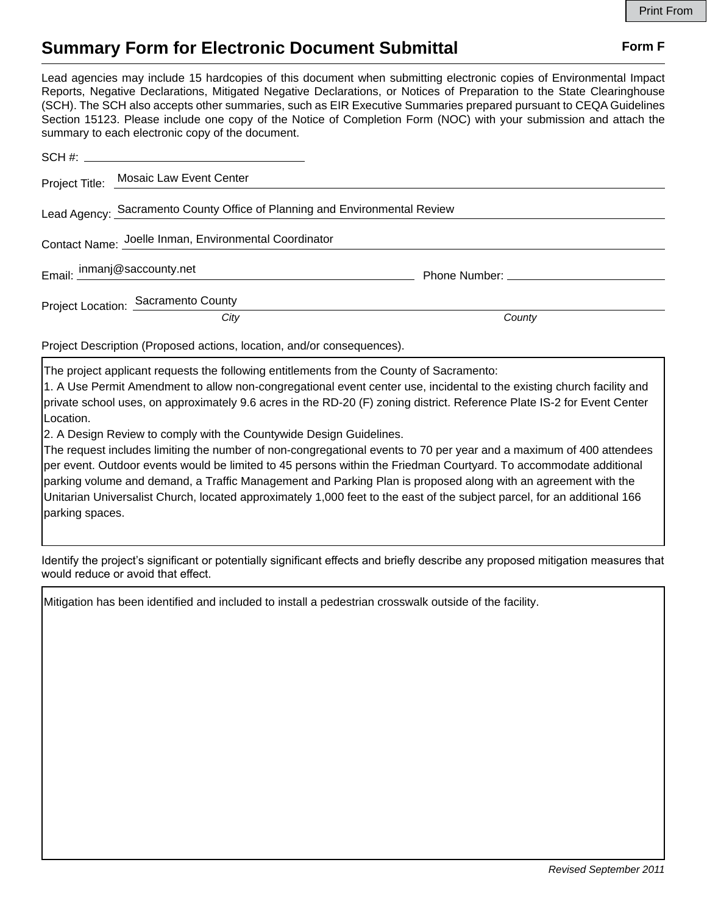# Summary Form for Electronic Document Submittal

**Form F**

Lead agencies may include 15 hardcopies of this document when submitting electronic copies of Environmental Impact Reports, Negative Declarations, Mitigated Negative Declarations, or Notices of Preparation to the State Clearinghouse (SCH). The SCH also accepts other summaries, such as EIR Executive Summaries prepared pursuant to CEQA Guidelines Section 15123. Please include one copy of the Notice of Completion Form (NOC) with your submission and attach the summary to each electronic copy of the document.

SCH #: 

Project Title: Mosaic Law Event Center

Lead Agency: Sacramento County Office of Planning and Environmental Review

Contact Name: Joelle Inman, Environmental Coordinator

Email: inmanj@saccounty.net Phone Number: 

Project Location: Sacramento County

*City* *County*

Project Description (Proposed actions, location, and/or consequences).

The project applicant requests the following entitlements from the County of Sacramento:
1. A Use Permit Amendment to allow non-congregational event center use, incidental to the existing church facility and private school uses, on approximately 9.6 acres in the RD-20 (F) zoning district. Reference Plate IS-2 for Event Center Location.
2. A Design Review to comply with the Countywide Design Guidelines.
The request includes limiting the number of non-congregational events to 70 per year and a maximum of 400 attendees per event. Outdoor events would be limited to 45 persons within the Friedman Courtyard. To accommodate additional parking volume and demand, a Traffic Management and Parking Plan is proposed along with an agreement with the Unitarian Universalist Church, located approximately 1,000 feet to the east of the subject parcel, for an additional 166 parking spaces.

Identify the project's significant or potentially significant effects and briefly describe any proposed mitigation measures that would reduce or avoid that effect.

Mitigation has been identified and included to install a pedestrian crosswalk outside of the facility.

*Revised September 2011*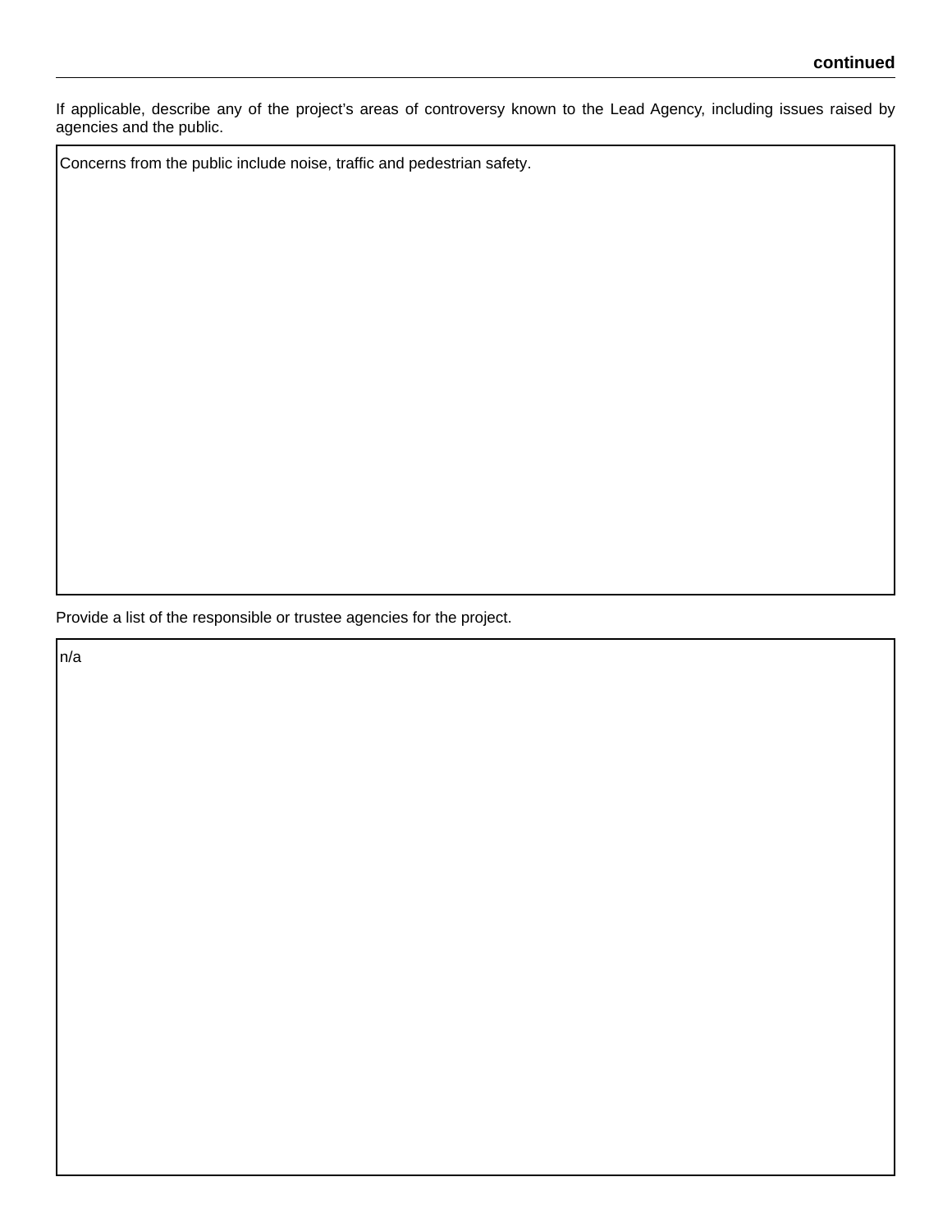**continued**

If applicable, describe any of the project's areas of controversy known to the Lead Agency, including issues raised by agencies and the public.

Concerns from the public include noise, traffic and pedestrian safety.

Provide a list of the responsible or trustee agencies for the project.

n/a